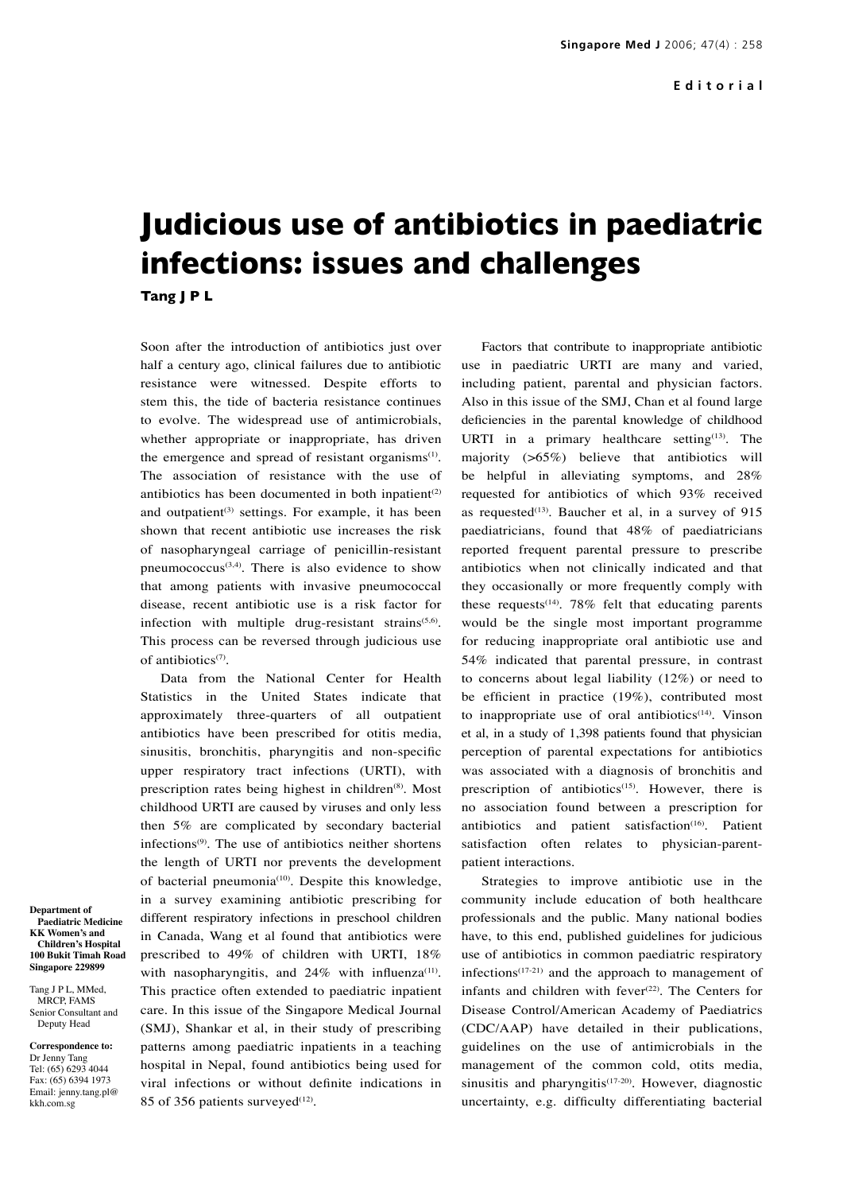Editorial

# Judicious use of antibiotics in paediatric infections: issues and challenges

**Tang J P L**

Department of Paediatric Medicine
KK Women's and Children's Hospital
100 Bukit Timah Road
Singapore 229899

Tang J P L, MMed, MRCP, FAMS
Senior Consultant and Deputy Head

Correspondence to:
Dr Jenny Tang
Tel: (65) 6293 4044
Fax: (65) 6394 1973
Email: jenny.tang.pl@kkh.com.sg

Soon after the introduction of antibiotics just over half a century ago, clinical failures due to antibiotic resistance were witnessed. Despite efforts to stem this, the tide of bacteria resistance continues to evolve. The widespread use of antimicrobials, whether appropriate or inappropriate, has driven the emergence and spread of resistant organisms[1]. The association of resistance with the use of antibiotics has been documented in both inpatient[2] and outpatient[3] settings. For example, it has been shown that recent antibiotic use increases the risk of nasopharyngeal carriage of penicillin-resistant pneumococcus[3,4]. There is also evidence to show that among patients with invasive pneumococcal disease, recent antibiotic use is a risk factor for infection with multiple drug-resistant strains[5,6]. This process can be reversed through judicious use of antibiotics[7].

Data from the National Center for Health Statistics in the United States indicate that approximately three-quarters of all outpatient antibiotics have been prescribed for otitis media, sinusitis, bronchitis, pharyngitis and non-specific upper respiratory tract infections (URTI), with prescription rates being highest in children[8]. Most childhood URTI are caused by viruses and only less then 5% are complicated by secondary bacterial infections[9]. The use of antibiotics neither shortens the length of URTI nor prevents the development of bacterial pneumonia[10]. Despite this knowledge, in a survey examining antibiotic prescribing for different respiratory infections in preschool children in Canada, Wang et al found that antibiotics were prescribed to 49% of children with URTI, 18% with nasopharyngitis, and 24% with influenza[11]. This practice often extended to paediatric inpatient care. In this issue of the Singapore Medical Journal (SMJ), Shankar et al, in their study of prescribing patterns among paediatric inpatients in a teaching hospital in Nepal, found antibiotics being used for viral infections or without definite indications in 85 of 356 patients surveyed[12].

Factors that contribute to inappropriate antibiotic use in paediatric URTI are many and varied, including patient, parental and physician factors. Also in this issue of the SMJ, Chan et al found large deficiencies in the parental knowledge of childhood URTI in a primary healthcare setting[13]. The majority (>65%) believe that antibiotics will be helpful in alleviating symptoms, and 28% requested for antibiotics of which 93% received as requested[13]. Baucher et al, in a survey of 915 paediatricians, found that 48% of paediatricians reported frequent parental pressure to prescribe antibiotics when not clinically indicated and that they occasionally or more frequently comply with these requests[14]. 78% felt that educating parents would be the single most important programme for reducing inappropriate oral antibiotic use and 54% indicated that parental pressure, in contrast to concerns about legal liability (12%) or need to be efficient in practice (19%), contributed most to inappropriate use of oral antibiotics[14]. Vinson et al, in a study of 1,398 patients found that physician perception of parental expectations for antibiotics was associated with a diagnosis of bronchitis and prescription of antibiotics[15]. However, there is no association found between a prescription for antibiotics and patient satisfaction[16]. Patient satisfaction often relates to physician-parent-patient interactions.

Strategies to improve antibiotic use in the community include education of both healthcare professionals and the public. Many national bodies have, to this end, published guidelines for judicious use of antibiotics in common paediatric respiratory infections[17-21] and the approach to management of infants and children with fever[22]. The Centers for Disease Control/American Academy of Paediatrics (CDC/AAP) have detailed in their publications, guidelines on the use of antimicrobials in the management of the common cold, otits media, sinusitis and pharyngitis[17-20]. However, diagnostic uncertainty, e.g. difficulty differentiating bacterial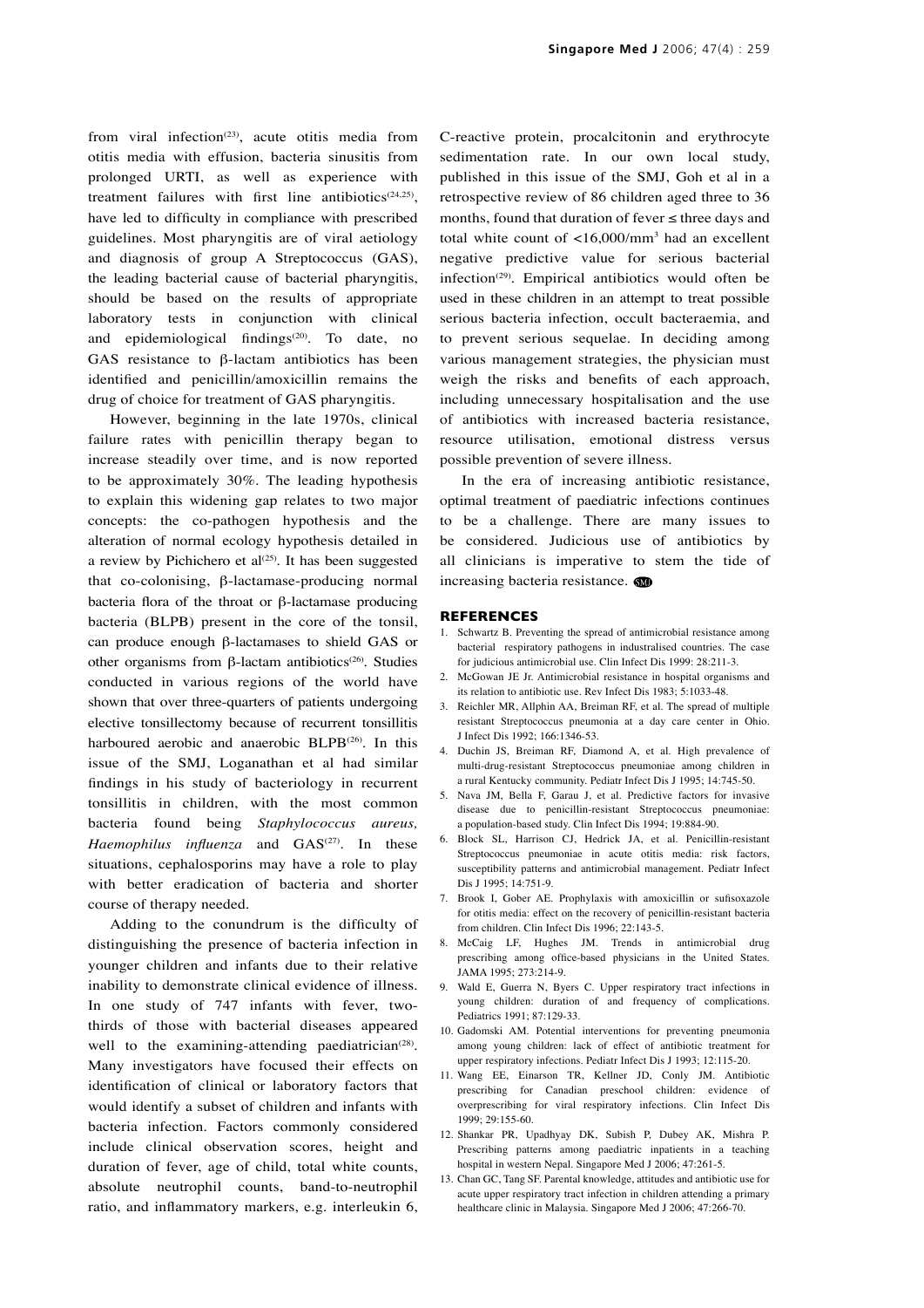from viral infection[23], acute otitis media from otitis media with effusion, bacteria sinusitis from prolonged URTI, as well as experience with treatment failures with first line antibiotics[24,25], have led to difficulty in compliance with prescribed guidelines. Most pharyngitis are of viral aetiology and diagnosis of group A Streptococcus (GAS), the leading bacterial cause of bacterial pharyngitis, should be based on the results of appropriate laboratory tests in conjunction with clinical and epidemiological findings[20]. To date, no GAS resistance to β-lactam antibiotics has been identified and penicillin/amoxicillin remains the drug of choice for treatment of GAS pharyngitis.

However, beginning in the late 1970s, clinical failure rates with penicillin therapy began to increase steadily over time, and is now reported to be approximately 30%. The leading hypothesis to explain this widening gap relates to two major concepts: the co-pathogen hypothesis and the alteration of normal ecology hypothesis detailed in a review by Pichichero et al[25]. It has been suggested that co-colonising, β-lactamase-producing normal bacteria flora of the throat or β-lactamase producing bacteria (BLPB) present in the core of the tonsil, can produce enough β-lactamases to shield GAS or other organisms from β-lactam antibiotics[26]. Studies conducted in various regions of the world have shown that over three-quarters of patients undergoing elective tonsillectomy because of recurrent tonsillitis harboured aerobic and anaerobic BLPB[26]. In this issue of the SMJ, Loganathan et al had similar findings in his study of bacteriology in recurrent tonsillitis in children, with the most common bacteria found being *Staphylococcus aureus, Haemophilus influenza* and GAS[27]. In these situations, cephalosporins may have a role to play with better eradication of bacteria and shorter course of therapy needed.

Adding to the conundrum is the difficulty of distinguishing the presence of bacteria infection in younger children and infants due to their relative inability to demonstrate clinical evidence of illness. In one study of 747 infants with fever, two-thirds of those with bacterial diseases appeared well to the examining-attending paediatrician[28]. Many investigators have focused their effects on identification of clinical or laboratory factors that would identify a subset of children and infants with bacteria infection. Factors commonly considered include clinical observation scores, height and duration of fever, age of child, total white counts, absolute neutrophil counts, band-to-neutrophil ratio, and inflammatory markers, e.g. interleukin 6, C-reactive protein, procalcitonin and erythrocyte sedimentation rate. In our own local study, published in this issue of the SMJ, Goh et al in a retrospective review of 86 children aged three to 36 months, found that duration of fever ≤ three days and total white count of <16,000/mm$^3$ had an excellent negative predictive value for serious bacterial infection[29]. Empirical antibiotics would often be used in these children in an attempt to treat possible serious bacteria infection, occult bacteraemia, and to prevent serious sequelae. In deciding among various management strategies, the physician must weigh the risks and benefits of each approach, including unnecessary hospitalisation and the use of antibiotics with increased bacteria resistance, resource utilisation, emotional distress versus possible prevention of severe illness.

In the era of increasing antibiotic resistance, optimal treatment of paediatric infections continues to be a challenge. There are many issues to be considered. Judicious use of antibiotics by all clinicians is imperative to stem the tide of increasing bacteria resistance.

## REFERENCES

1. Schwartz B. Preventing the spread of antimicrobial resistance among bacterial respiratory pathogens in industralised countries. The case for judicious antimicrobial use. Clin Infect Dis 1999: 28:211-3.
2. McGowan JE Jr. Antimicrobial resistance in hospital organisms and its relation to antibiotic use. Rev Infect Dis 1983; 5:1033-48.
3. Reichler MR, Allphin AA, Breiman RF, et al. The spread of multiple resistant Streptococcus pneumonia at a day care center in Ohio. J Infect Dis 1992; 166:1346-53.
4. Duchin JS, Breiman RF, Diamond A, et al. High prevalence of multi-drug-resistant Streptococcus pneumoneae among children in a rural Kentucky community. Pediatr Infect Dis J 1995; 14:745-50.
5. Nava JM, Bella F, Garau J, et al. Predictive factors for invasive disease due to penicillin-resistant Streptococcus pneumoniae: a population-based study. Clin Infect Dis 1994; 19:884-90.
6. Block SL, Harrison CJ, Hedrick JA, et al. Penicillin-resistant Streptococcus pneumoniae in acute otitis media: risk factors, susceptibility patterns and antimicrobial management. Pediatr Infect Dis J 1995; 14:751-9.
7. Brook I, Gober AE. Prophylaxis with amoxicillin or sufisoxazole for otitis media: effect on the recovery of penicillin-resistant bacteria from children. Clin Infect Dis 1996; 22:143-5.
8. McCaig LF, Hughes JM. Trends in antimicrobial drug prescribing among office-based physicians in the United States. JAMA 1995; 273:214-9.
9. Wald E, Guerra N, Byers C. Upper respiratory tract infections in young children: duration of and frequency of complications. Pediatrics 1991; 87:129-33.
10. Gadomski AM. Potential interventions for preventing pneumonia among young children: lack of effect of antibiotic treatment for upper respiratory infections. Pediatr Infect Dis J 1993; 12:115-20.
11. Wang EE, Einarson TR, Kellner JD, Conly JM. Antibiotic prescribing for Canadian preschool children: evidence of overprescribing for viral respiratory infections. Clin Infect Dis 1999; 29:155-60.
12. Shankar PR, Upadhyay DK, Subish P, Dubey AK, Mishra P. Prescribing patterns among paediatric inpatients in a teaching hospital in western Nepal. Singapore Med J 2006; 47:261-5.
13. Chan GC, Tang SF. Parental knowledge, attitudes and antibiotic use for acute upper respiratory tract infection in children attending a primary healthcare clinic in Malaysia. Singapore Med J 2006; 47:266-70.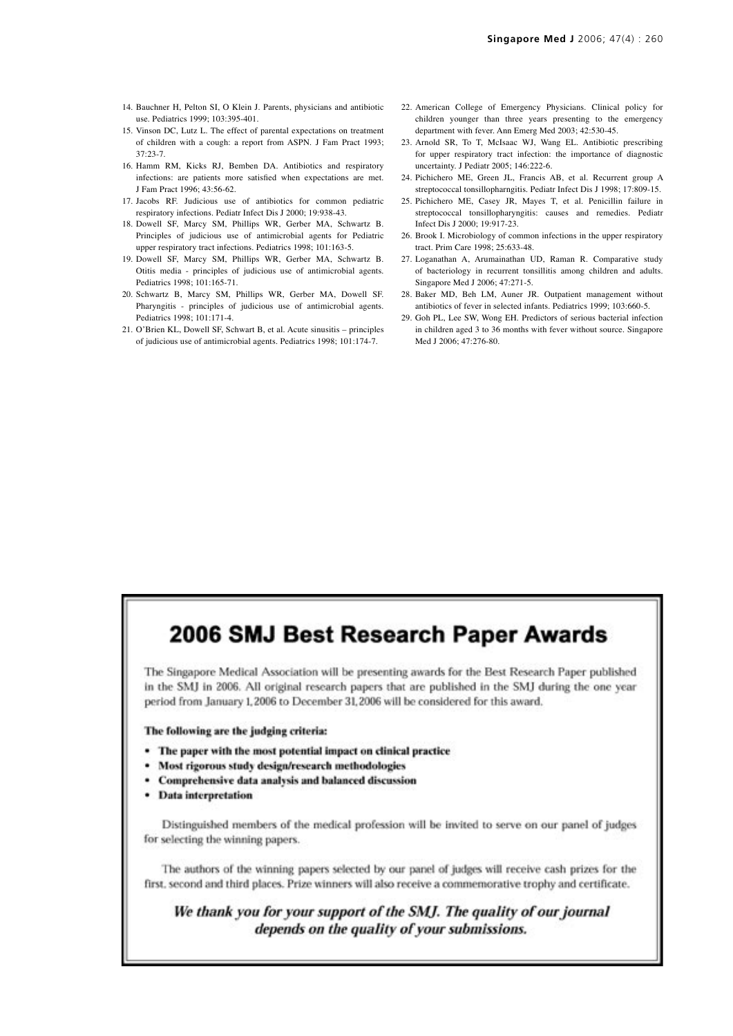14. Bauchner H, Pelton SI, O Klein J. Parents, physicians and antibiotic use. Pediatrics 1999; 103:395-401.
15. Vinson DC, Lutz L. The effect of parental expectations on treatment of children with a cough: a report from ASPN. J Fam Pract 1993; 37:23-7.
16. Hamm RM, Kicks RJ, Bemben DA. Antibiotics and respiratory infections: are patients more satisfied when expectations are met. J Fam Pract 1996; 43:56-62.
17. Jacobs RF. Judicious use of antibiotics for common pediatric respiratory infections. Pediatr Infect Dis J 2000; 19:938-43.
18. Dowell SF, Marcy SM, Phillips WR, Gerber MA, Schwartz B. Principles of judicious use of antimicrobial agents for Pediatric upper respiratory tract infections. Pediatrics 1998; 101:163-5.
19. Dowell SF, Marcy SM, Phillips WR, Gerber MA, Schwartz B. Otitis media - principles of judicious use of antimicrobial agents. Pediatrics 1998; 101:165-71.
20. Schwartz B, Marcy SM, Phillips WR, Gerber MA, Dowell SF. Pharyngitis - principles of judicious use of antimicrobial agents. Pediatrics 1998; 101:171-4.
21. O'Brien KL, Dowell SF, Schwart B, et al. Acute sinusitis – principles of judicious use of antimicrobial agents. Pediatrics 1998; 101:174-7.
22. American College of Emergency Physicians. Clinical policy for children younger than three years presenting to the emergency department with fever. Ann Emerg Med 2003; 42:530-45.
23. Arnold SR, To T, McIsaac WJ, Wang EL. Antibiotic prescribing for upper respiratory tract infection: the importance of diagnostic uncertainty. J Pediatr 2005; 146:222-6.
24. Pichichero ME, Green JL, Francis AB, et al. Recurrent group A streptococcal tonsillopharngitis. Pediatr Infect Dis J 1998; 17:809-15.
25. Pichichero ME, Casey JR, Mayes T, et al. Penicillin failure in streptococcal tonsillopharyngitis: causes and remedies. Pediatr Infect Dis J 2000; 19:917-23.
26. Brook I. Microbiology of common infections in the upper respiratory tract. Prim Care 1998; 25:633-48.
27. Loganathan A, Arumainathan UD, Raman R. Comparative study of bacteriology in recurrent tonsillitis among children and adults. Singapore Med J 2006; 47:271-5.
28. Baker MD, Beh LM, Auner JR. Outpatient management without antibiotics of fever in selected infants. Pediatrics 1999; 103:660-5.
29. Goh PL, Lee SW, Wong EH. Predictors of serious bacterial infection in children aged 3 to 36 months with fever without source. Singapore Med J 2006; 47:276-80.

# 2006 SMJ Best Research Paper Awards

The Singapore Medical Association will be presenting awards for the Best Research Paper published in the SMJ in 2006. All original research papers that are published in the SMJ during the one year period from January 1, 2006 to December 31, 2006 will be considered for this award.

**The following are the judging criteria:**

- **The paper with the most potential impact on clinical practice**
- **Most rigorous study design/research methodologies**
- **Comprehensive data analysis and balanced discussion**
- **Data interpretation**

Distinguished members of the medical profession will be invited to serve on our panel of judges for selecting the winning papers.

The authors of the winning papers selected by our panel of judges will receive cash prizes for the first, second and third places. Prize winners will also receive a commemorative trophy and certificate.

***We thank you for your support of the SMJ. The quality of our journal depends on the quality of your submissions.***